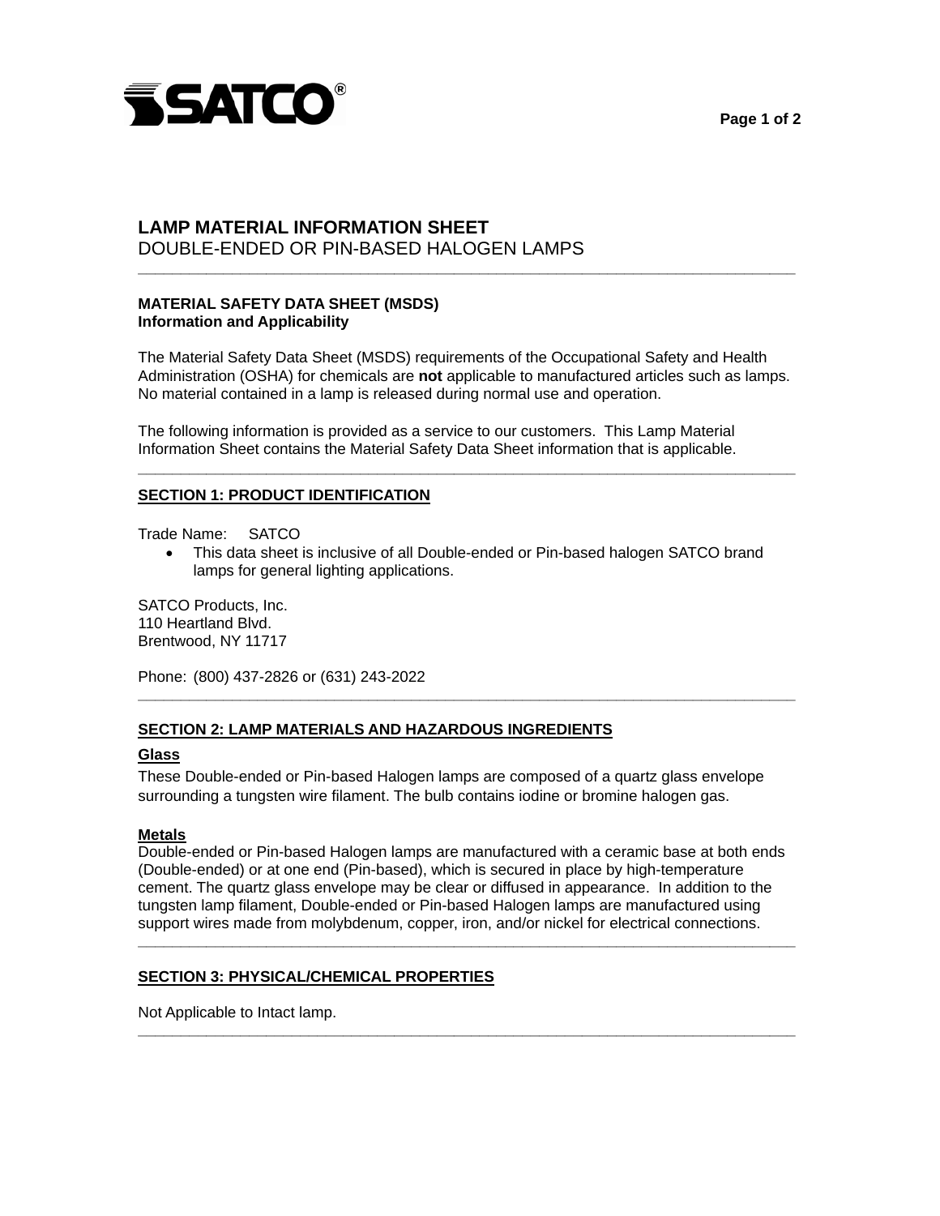SATCO®

# LAMP MATERIAL INFORMATION SHEET

DOUBLE-ENDED OR PIN-BASED HALOGEN LAMPS

---

**MATERIAL SAFETY DATA SHEET (MSDS)**
**Information and Applicability**

The Material Safety Data Sheet (MSDS) requirements of the Occupational Safety and Health Administration (OSHA) for chemicals are **not** applicable to manufactured articles such as lamps. No material contained in a lamp is released during normal use and operation.

The following information is provided as a service to our customers. This Lamp Material Information Sheet contains the Material Safety Data Sheet information that is applicable.

---

## SECTION 1: PRODUCT IDENTIFICATION

Trade Name: SATCO

- This data sheet is inclusive of all Double-ended or Pin-based halogen SATCO brand lamps for general lighting applications.

SATCO Products, Inc.
110 Heartland Blvd.
Brentwood, NY 11717

Phone: (800) 437-2826 or (631) 243-2022

---

## SECTION 2: LAMP MATERIALS AND HAZARDOUS INGREDIENTS

### Glass

These Double-ended or Pin-based Halogen lamps are composed of a quartz glass envelope surrounding a tungsten wire filament. The bulb contains iodine or bromine halogen gas.

### Metals

Double-ended or Pin-based Halogen lamps are manufactured with a ceramic base at both ends (Double-ended) or at one end (Pin-based), which is secured in place by high-temperature cement. The quartz glass envelope may be clear or diffused in appearance. In addition to the tungsten lamp filament, Double-ended or Pin-based Halogen lamps are manufactured using support wires made from molybdenum, copper, iron, and/or nickel for electrical connections.

---

## SECTION 3: PHYSICAL/CHEMICAL PROPERTIES

Not Applicable to Intact lamp.

---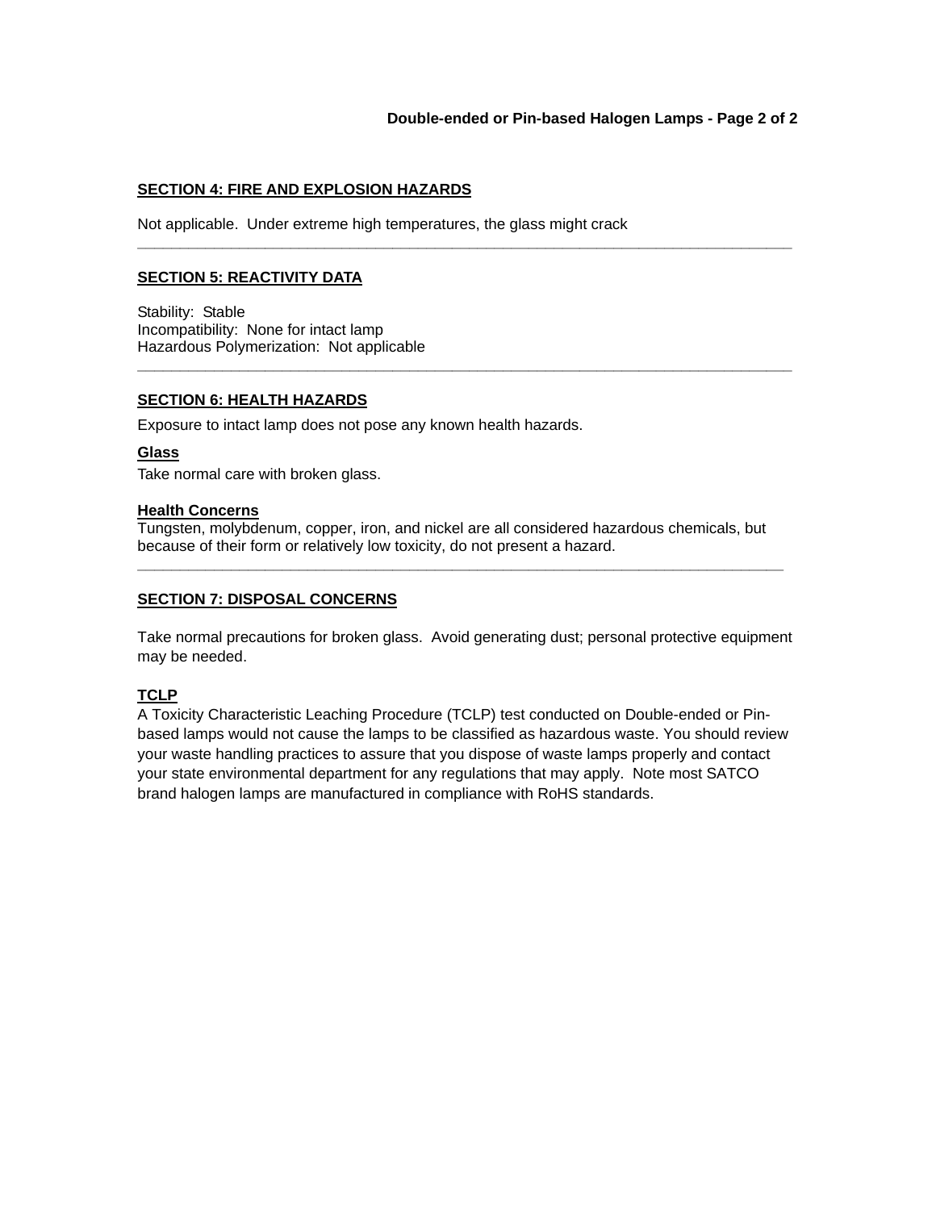## SECTION 4: FIRE AND EXPLOSION HAZARDS

Not applicable. Under extreme high temperatures, the glass might crack

---

## SECTION 5: REACTIVITY DATA

Stability: Stable
Incompatibility: None for intact lamp
Hazardous Polymerization: Not applicable

---

## SECTION 6: HEALTH HAZARDS

Exposure to intact lamp does not pose any known health hazards.

### Glass

Take normal care with broken glass.

### Health Concerns

Tungsten, molybdenum, copper, iron, and nickel are all considered hazardous chemicals, but because of their form or relatively low toxicity, do not present a hazard.

---

## SECTION 7: DISPOSAL CONCERNS

Take normal precautions for broken glass. Avoid generating dust; personal protective equipment may be needed.

### TCLP

A Toxicity Characteristic Leaching Procedure (TCLP) test conducted on Double-ended or Pin-based lamps would not cause the lamps to be classified as hazardous waste. You should review your waste handling practices to assure that you dispose of waste lamps properly and contact your state environmental department for any regulations that may apply. Note most SATCO brand halogen lamps are manufactured in compliance with RoHS standards.